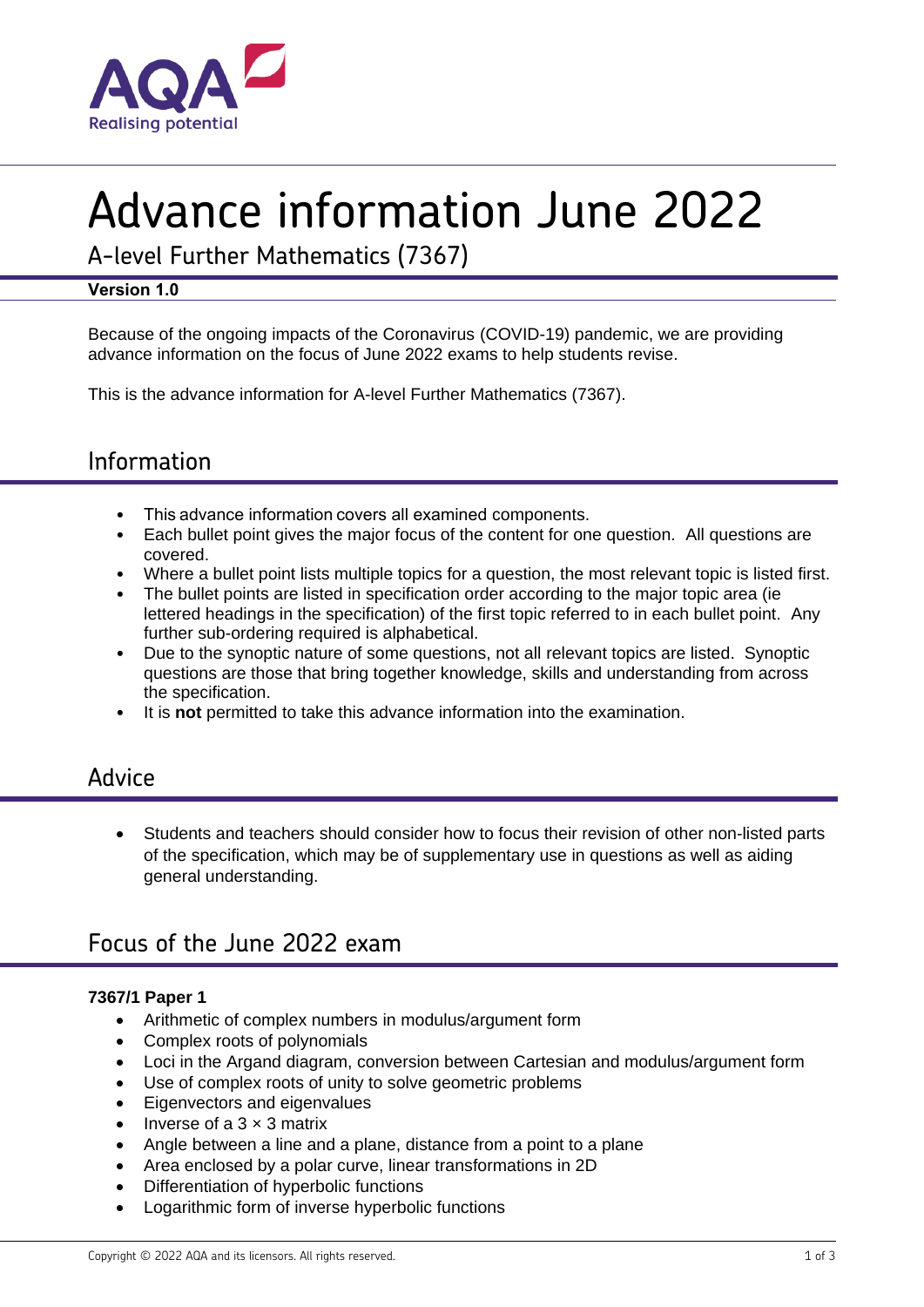# Advance information June 2022

## A-level Further Mathematics (7367)

**Version 1.0**

Because of the ongoing impacts of the Coronavirus (COVID-19) pandemic, we are providing advance information on the focus of June 2022 exams to help students revise.

This is the advance information for A-level Further Mathematics (7367).

## Information

- This advance information covers all examined components.
- Each bullet point gives the major focus of the content for one question. All questions are covered.
- Where a bullet point lists multiple topics for a question, the most relevant topic is listed first.
- The bullet points are listed in specification order according to the major topic area (ie lettered headings in the specification) of the first topic referred to in each bullet point. Any further sub-ordering required is alphabetical.
- Due to the synoptic nature of some questions, not all relevant topics are listed. Synoptic questions are those that bring together knowledge, skills and understanding from across the specification.
- It is **not** permitted to take this advance information into the examination.

## Advice

- Students and teachers should consider how to focus their revision of other non-listed parts of the specification, which may be of supplementary use in questions as well as aiding general understanding.

## Focus of the June 2022 exam

**7367/1 Paper 1**

- Arithmetic of complex numbers in modulus/argument form
- Complex roots of polynomials
- Loci in the Argand diagram, conversion between Cartesian and modulus/argument form
- Use of complex roots of unity to solve geometric problems
- Eigenvectors and eigenvalues
- Inverse of a $3 \times 3$ matrix
- Angle between a line and a plane, distance from a point to a plane
- Area enclosed by a polar curve, linear transformations in 2D
- Differentiation of hyperbolic functions
- Logarithmic form of inverse hyperbolic functions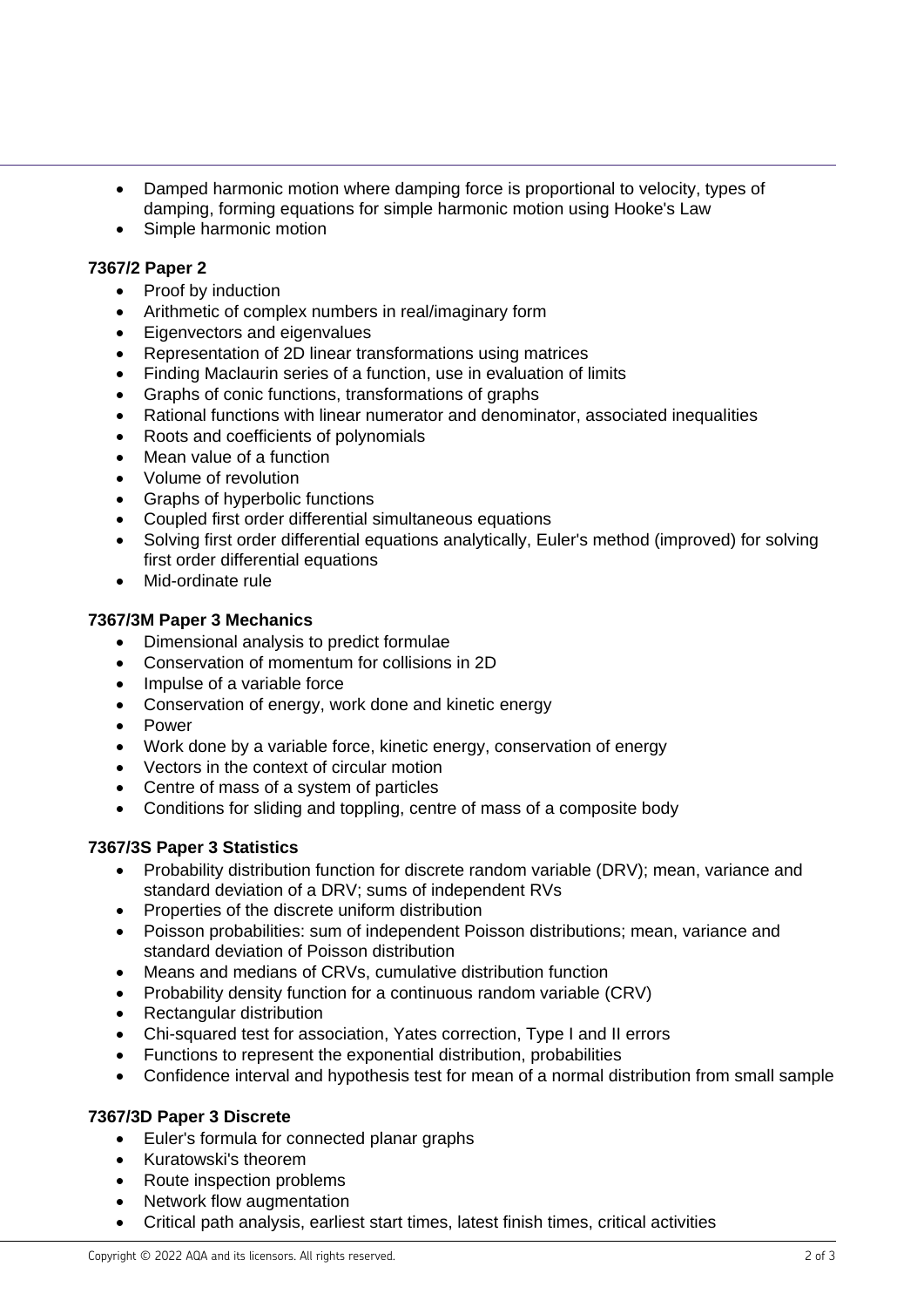- Damped harmonic motion where damping force is proportional to velocity, types of damping, forming equations for simple harmonic motion using Hooke's Law
- Simple harmonic motion

### 7367/2 Paper 2

- Proof by induction
- Arithmetic of complex numbers in real/imaginary form
- Eigenvectors and eigenvalues
- Representation of 2D linear transformations using matrices
- Finding Maclaurin series of a function, use in evaluation of limits
- Graphs of conic functions, transformations of graphs
- Rational functions with linear numerator and denominator, associated inequalities
- Roots and coefficients of polynomials
- Mean value of a function
- Volume of revolution
- Graphs of hyperbolic functions
- Coupled first order differential simultaneous equations
- Solving first order differential equations analytically, Euler's method (improved) for solving first order differential equations
- Mid-ordinate rule

### 7367/3M Paper 3 Mechanics

- Dimensional analysis to predict formulae
- Conservation of momentum for collisions in 2D
- Impulse of a variable force
- Conservation of energy, work done and kinetic energy
- Power
- Work done by a variable force, kinetic energy, conservation of energy
- Vectors in the context of circular motion
- Centre of mass of a system of particles
- Conditions for sliding and toppling, centre of mass of a composite body

### 7367/3S Paper 3 Statistics

- Probability distribution function for discrete random variable (DRV); mean, variance and standard deviation of a DRV; sums of independent RVs
- Properties of the discrete uniform distribution
- Poisson probabilities: sum of independent Poisson distributions; mean, variance and standard deviation of Poisson distribution
- Means and medians of CRVs, cumulative distribution function
- Probability density function for a continuous random variable (CRV)
- Rectangular distribution
- Chi-squared test for association, Yates correction, Type I and II errors
- Functions to represent the exponential distribution, probabilities
- Confidence interval and hypothesis test for mean of a normal distribution from small sample

### 7367/3D Paper 3 Discrete

- Euler's formula for connected planar graphs
- Kuratowski's theorem
- Route inspection problems
- Network flow augmentation
- Critical path analysis, earliest start times, latest finish times, critical activities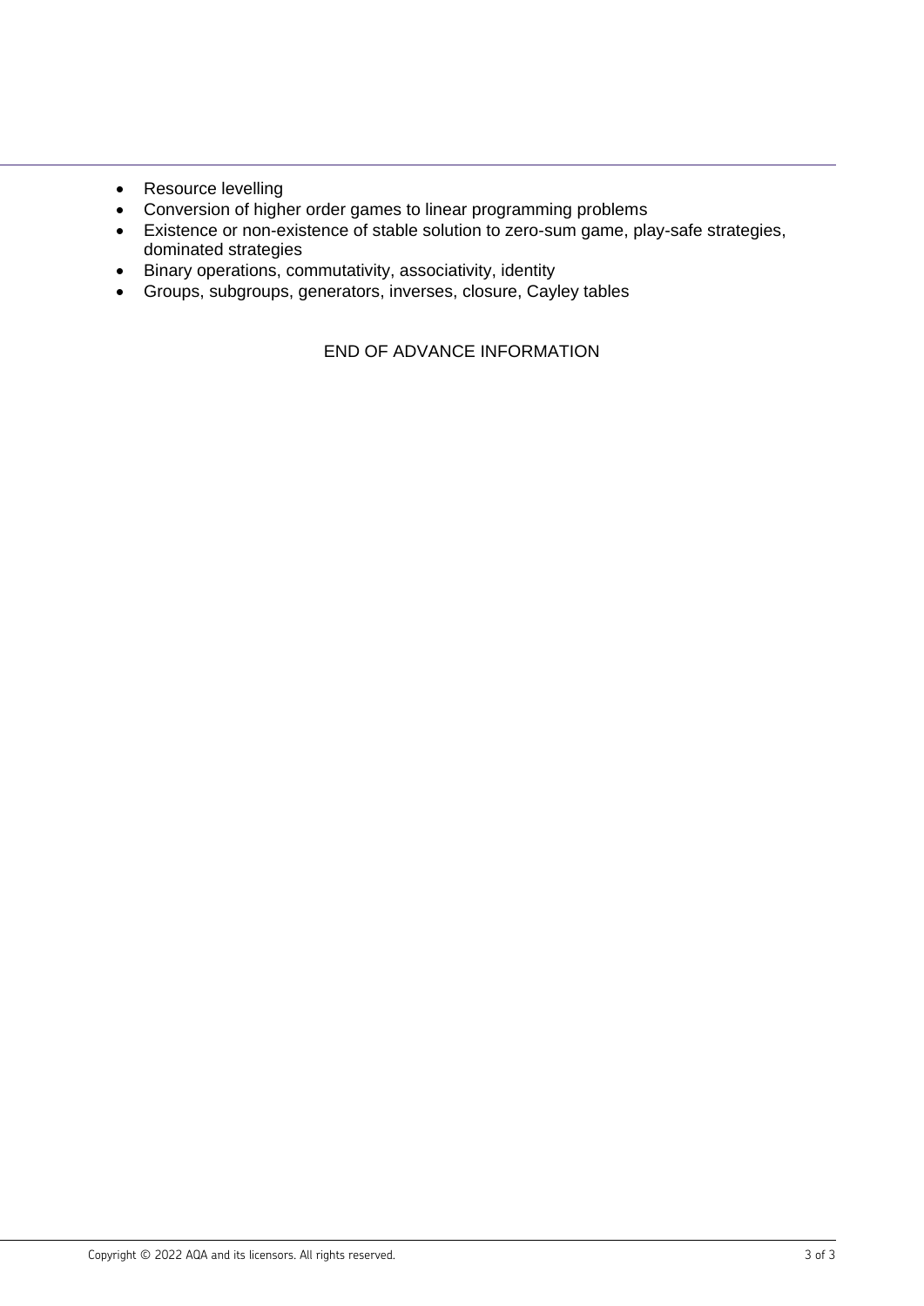- Resource levelling
- Conversion of higher order games to linear programming problems
- Existence or non-existence of stable solution to zero-sum game, play-safe strategies, dominated strategies
- Binary operations, commutativity, associativity, identity
- Groups, subgroups, generators, inverses, closure, Cayley tables

END OF ADVANCE INFORMATION

Copyright © 2022 AQA and its licensors. All rights reserved.